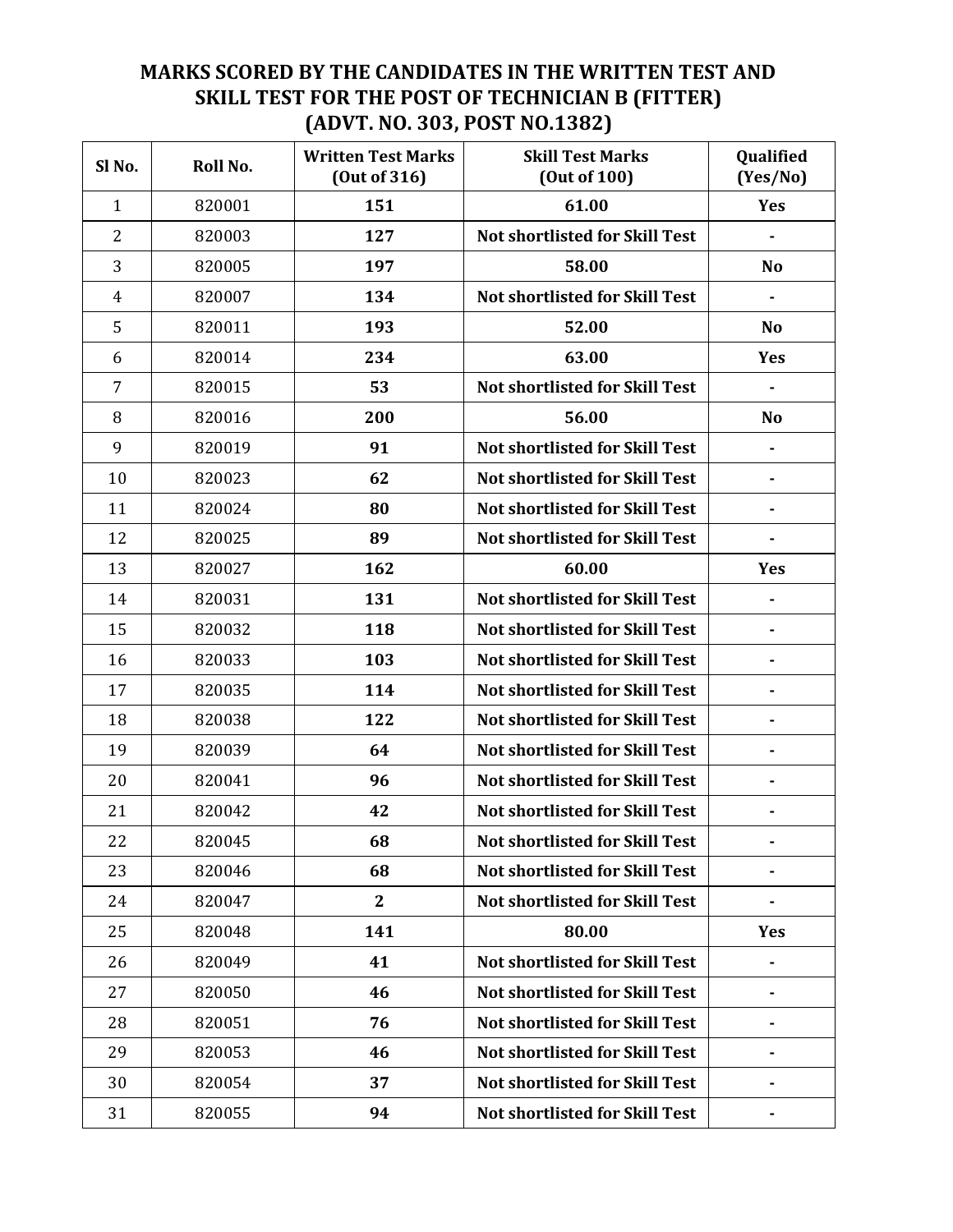# MARKS SCORED BY THE CANDIDATES IN THE WRITTEN TEST AND SKILL TEST FOR THE POST OF TECHNICIAN B (FITTER) (ADVT. NO. 303, POST NO.1382)

| Sl No. | Roll No. | Written Test Marks (Out of 316) | Skill Test Marks (Out of 100) | Qualified (Yes/No) |
|---|---|---|---|---|
| 1 | 820001 | **151** | **61.00** | **Yes** |
| 2 | 820003 | **127** | **Not shortlisted for Skill Test** | **-** |
| 3 | 820005 | **197** | **58.00** | **No** |
| 4 | 820007 | **134** | **Not shortlisted for Skill Test** | **-** |
| 5 | 820011 | **193** | **52.00** | **No** |
| 6 | 820014 | **234** | **63.00** | **Yes** |
| 7 | 820015 | **53** | **Not shortlisted for Skill Test** | **-** |
| 8 | 820016 | **200** | **56.00** | **No** |
| 9 | 820019 | **91** | **Not shortlisted for Skill Test** | **-** |
| 10 | 820023 | **62** | **Not shortlisted for Skill Test** | **-** |
| 11 | 820024 | **80** | **Not shortlisted for Skill Test** | **-** |
| 12 | 820025 | **89** | **Not shortlisted for Skill Test** | **-** |
| 13 | 820027 | **162** | **60.00** | **Yes** |
| 14 | 820031 | **131** | **Not shortlisted for Skill Test** | **-** |
| 15 | 820032 | **118** | **Not shortlisted for Skill Test** | **-** |
| 16 | 820033 | **103** | **Not shortlisted for Skill Test** | **-** |
| 17 | 820035 | **114** | **Not shortlisted for Skill Test** | **-** |
| 18 | 820038 | **122** | **Not shortlisted for Skill Test** | **-** |
| 19 | 820039 | **64** | **Not shortlisted for Skill Test** | **-** |
| 20 | 820041 | **96** | **Not shortlisted for Skill Test** | **-** |
| 21 | 820042 | **42** | **Not shortlisted for Skill Test** | **-** |
| 22 | 820045 | **68** | **Not shortlisted for Skill Test** | **-** |
| 23 | 820046 | **68** | **Not shortlisted for Skill Test** | **-** |
| 24 | 820047 | **2** | **Not shortlisted for Skill Test** | **-** |
| 25 | 820048 | **141** | **80.00** | **Yes** |
| 26 | 820049 | **41** | **Not shortlisted for Skill Test** | **-** |
| 27 | 820050 | **46** | **Not shortlisted for Skill Test** | **-** |
| 28 | 820051 | **76** | **Not shortlisted for Skill Test** | **-** |
| 29 | 820053 | **46** | **Not shortlisted for Skill Test** | **-** |
| 30 | 820054 | **37** | **Not shortlisted for Skill Test** | **-** |
| 31 | 820055 | **94** | **Not shortlisted for Skill Test** | **-** |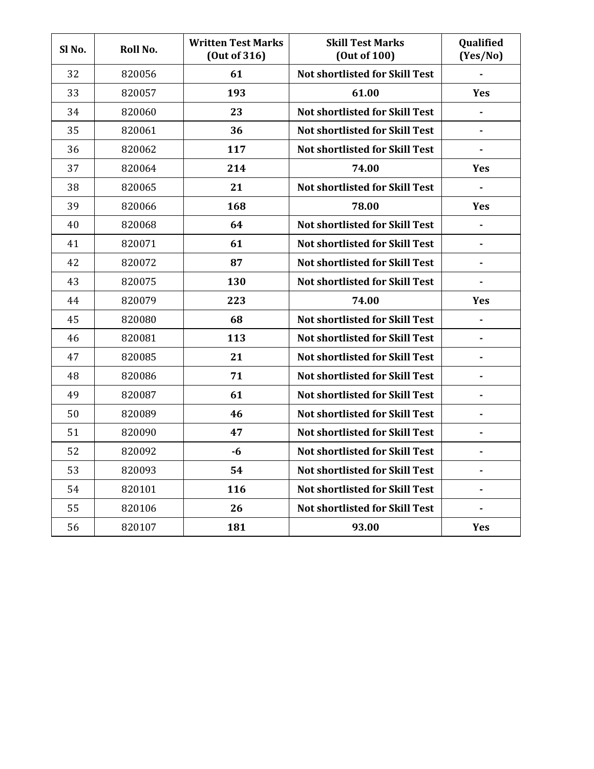| Sl No. | Roll No. | Written Test Marks (Out of 316) | Skill Test Marks (Out of 100) | Qualified (Yes/No) |
|---|---|---|---|---|
| 32 | 820056 | **61** | **Not shortlisted for Skill Test** | **-** |
| 33 | 820057 | **193** | **61.00** | **Yes** |
| 34 | 820060 | **23** | **Not shortlisted for Skill Test** | **-** |
| 35 | 820061 | **36** | **Not shortlisted for Skill Test** | **-** |
| 36 | 820062 | **117** | **Not shortlisted for Skill Test** | **-** |
| 37 | 820064 | **214** | **74.00** | **Yes** |
| 38 | 820065 | **21** | **Not shortlisted for Skill Test** | **-** |
| 39 | 820066 | **168** | **78.00** | **Yes** |
| 40 | 820068 | **64** | **Not shortlisted for Skill Test** | **-** |
| 41 | 820071 | **61** | **Not shortlisted for Skill Test** | **-** |
| 42 | 820072 | **87** | **Not shortlisted for Skill Test** | **-** |
| 43 | 820075 | **130** | **Not shortlisted for Skill Test** | **-** |
| 44 | 820079 | **223** | **74.00** | **Yes** |
| 45 | 820080 | **68** | **Not shortlisted for Skill Test** | **-** |
| 46 | 820081 | **113** | **Not shortlisted for Skill Test** | **-** |
| 47 | 820085 | **21** | **Not shortlisted for Skill Test** | **-** |
| 48 | 820086 | **71** | **Not shortlisted for Skill Test** | **-** |
| 49 | 820087 | **61** | **Not shortlisted for Skill Test** | **-** |
| 50 | 820089 | **46** | **Not shortlisted for Skill Test** | **-** |
| 51 | 820090 | **47** | **Not shortlisted for Skill Test** | **-** |
| 52 | 820092 | **-6** | **Not shortlisted for Skill Test** | **-** |
| 53 | 820093 | **54** | **Not shortlisted for Skill Test** | **-** |
| 54 | 820101 | **116** | **Not shortlisted for Skill Test** | **-** |
| 55 | 820106 | **26** | **Not shortlisted for Skill Test** | **-** |
| 56 | 820107 | **181** | **93.00** | **Yes** |